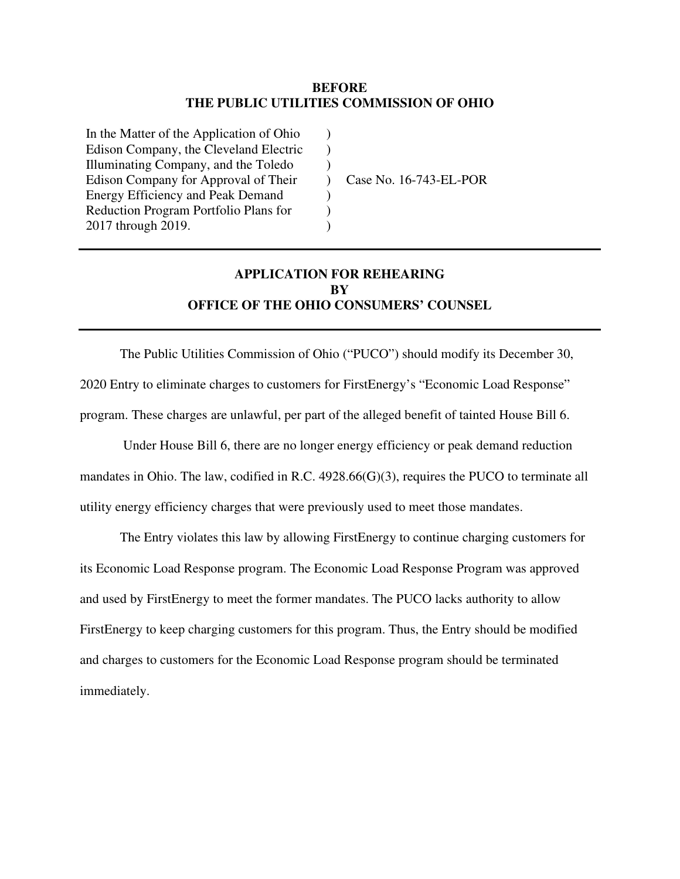**BEFORE**
**THE PUBLIC UTILITIES COMMISSION OF OHIO**

| | | |
|---|---|---|
| In the Matter of the Application of Ohio Edison Company, the Cleveland Electric Illuminating Company, and the Toledo Edison Company for Approval of Their Energy Efficiency and Peak Demand Reduction Program Portfolio Plans for 2017 through 2019. | ) | Case No. 16-743-EL-POR |

---

# APPLICATION FOR REHEARING BY OFFICE OF THE OHIO CONSUMERS' COUNSEL

---

The Public Utilities Commission of Ohio ("PUCO") should modify its December 30, 2020 Entry to eliminate charges to customers for FirstEnergy's "Economic Load Response" program. These charges are unlawful, per part of the alleged benefit of tainted House Bill 6.

Under House Bill 6, there are no longer energy efficiency or peak demand reduction mandates in Ohio. The law, codified in R.C. 4928.66(G)(3), requires the PUCO to terminate all utility energy efficiency charges that were previously used to meet those mandates.

The Entry violates this law by allowing FirstEnergy to continue charging customers for its Economic Load Response program. The Economic Load Response Program was approved and used by FirstEnergy to meet the former mandates. The PUCO lacks authority to allow FirstEnergy to keep charging customers for this program. Thus, the Entry should be modified and charges to customers for the Economic Load Response program should be terminated immediately.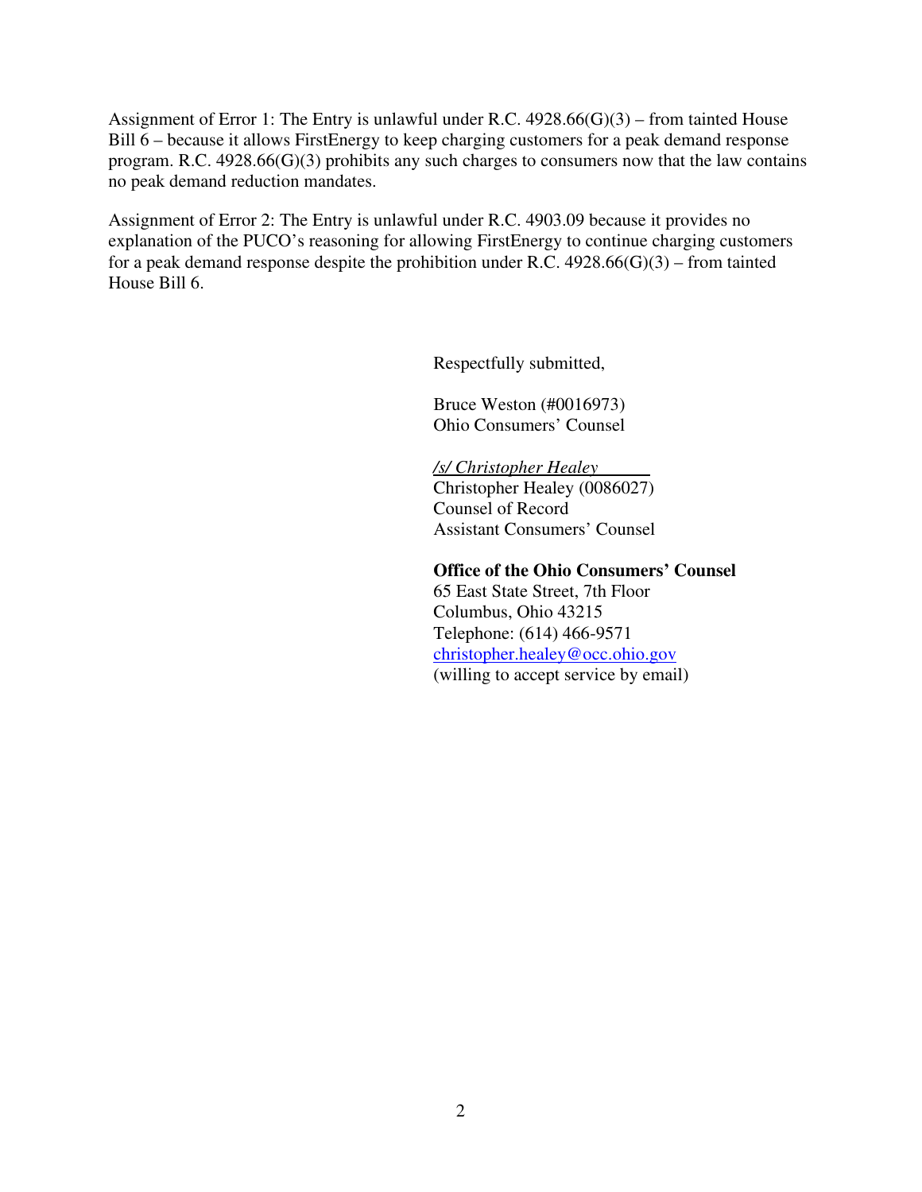Assignment of Error 1: The Entry is unlawful under R.C. 4928.66(G)(3) – from tainted House Bill 6 – because it allows FirstEnergy to keep charging customers for a peak demand response program. R.C. 4928.66(G)(3) prohibits any such charges to consumers now that the law contains no peak demand reduction mandates.

Assignment of Error 2: The Entry is unlawful under R.C. 4903.09 because it provides no explanation of the PUCO's reasoning for allowing FirstEnergy to continue charging customers for a peak demand response despite the prohibition under R.C. 4928.66(G)(3) – from tainted House Bill 6.

Respectfully submitted,

Bruce Weston (#0016973)
Ohio Consumers' Counsel

*/s/ Christopher Healey*
Christopher Healey (0086027)
Counsel of Record
Assistant Consumers' Counsel

**Office of the Ohio Consumers' Counsel**
65 East State Street, 7th Floor
Columbus, Ohio 43215
Telephone: (614) 466-9571
christopher.healey@occ.ohio.gov
(willing to accept service by email)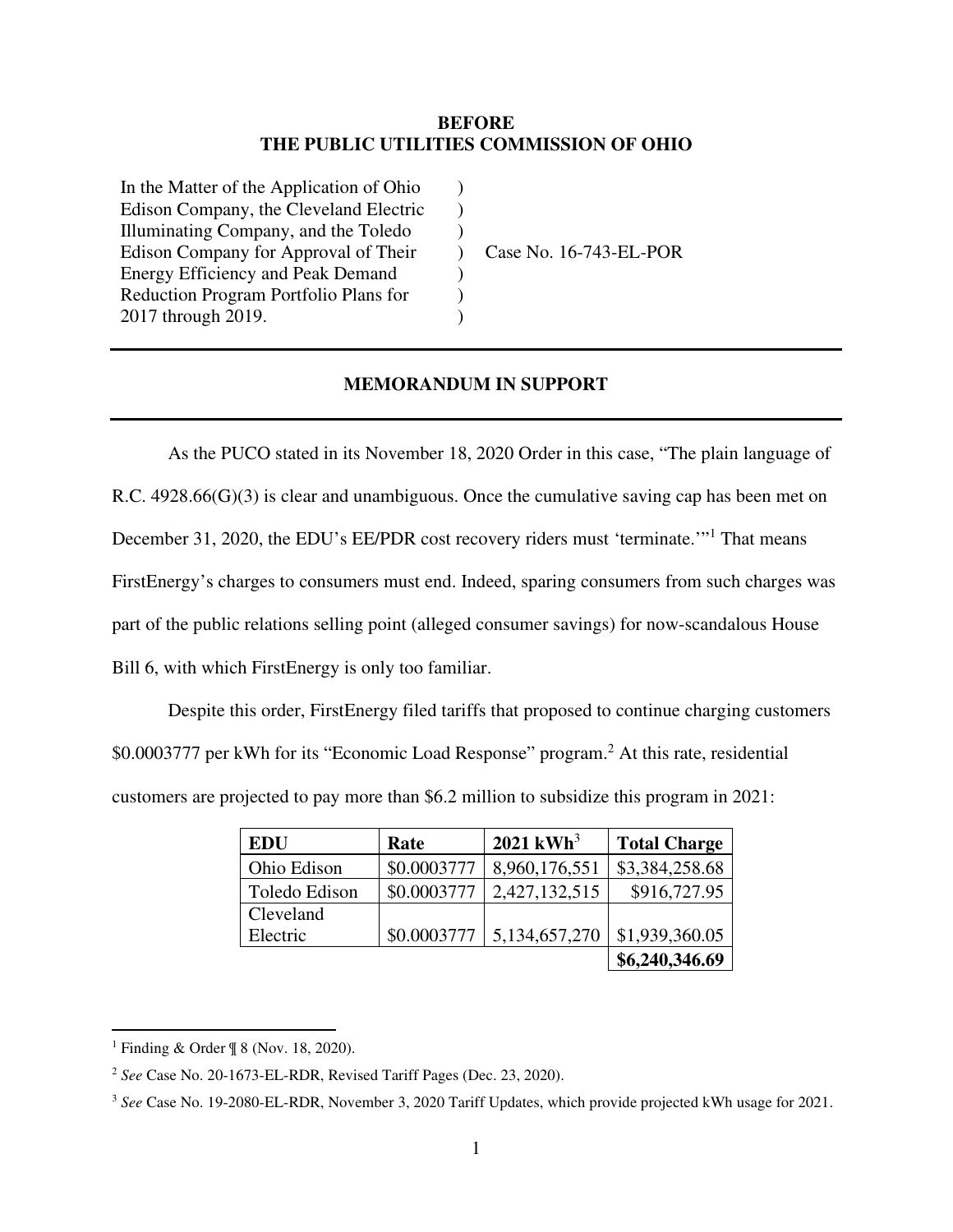**BEFORE**
**THE PUBLIC UTILITIES COMMISSION OF OHIO**

| | | |
|---|---|---|
| In the Matter of the Application of Ohio Edison Company, the Cleveland Electric Illuminating Company, and the Toledo Edison Company for Approval of Their Energy Efficiency and Peak Demand Reduction Program Portfolio Plans for 2017 through 2019. | ) | Case No. 16-743-EL-POR |

---

## MEMORANDUM IN SUPPORT

---

As the PUCO stated in its November 18, 2020 Order in this case, "The plain language of R.C. 4928.66(G)(3) is clear and unambiguous. Once the cumulative saving cap has been met on December 31, 2020, the EDU's EE/PDR cost recovery riders must 'terminate.'"[1] That means FirstEnergy's charges to consumers must end. Indeed, sparing consumers from such charges was part of the public relations selling point (alleged consumer savings) for now-scandalous House Bill 6, with which FirstEnergy is only too familiar.

Despite this order, FirstEnergy filed tariffs that proposed to continue charging customers $0.0003777 per kWh for its "Economic Load Response" program.[2] At this rate, residential customers are projected to pay more than $6.2 million to subsidize this program in 2021:

| EDU | Rate | 2021 kWh[3] | Total Charge |
|---|---|---|---|
| Ohio Edison | $0.0003777 | 8,960,176,551 | $3,384,258.68 |
| Toledo Edison | $0.0003777 | 2,427,132,515 | $916,727.95 |
| Cleveland Electric | $0.0003777 | 5,134,657,270 | $1,939,360.05 |
| | | | **$6,240,346.69** |

---

[1] Finding & Order ¶ 8 (Nov. 18, 2020).

[2] *See* Case No. 20-1673-EL-RDR, Revised Tariff Pages (Dec. 23, 2020).

[3] *See* Case No. 19-2080-EL-RDR, November 3, 2020 Tariff Updates, which provide projected kWh usage for 2021.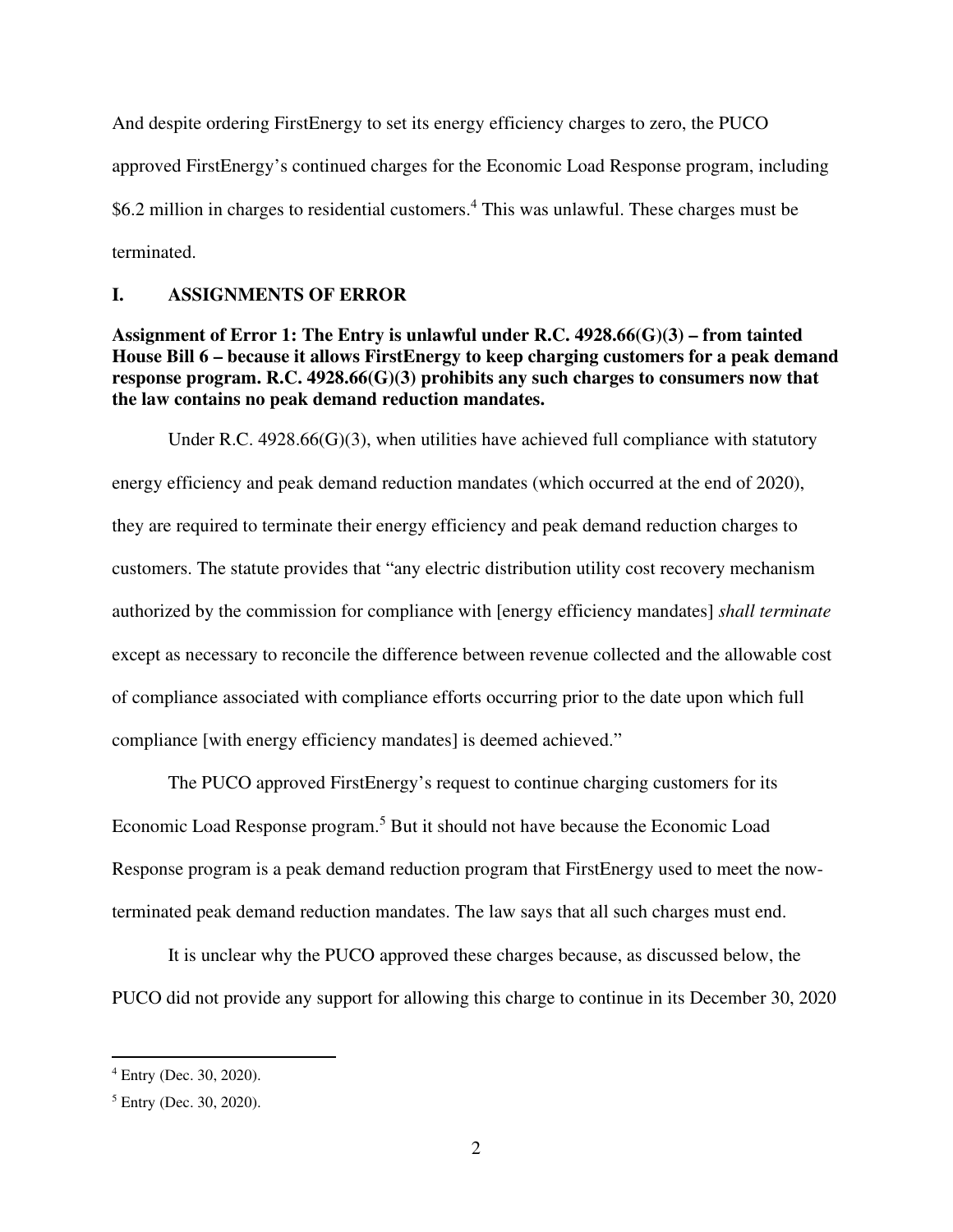And despite ordering FirstEnergy to set its energy efficiency charges to zero, the PUCO approved FirstEnergy's continued charges for the Economic Load Response program, including $6.2 million in charges to residential customers.[4] This was unlawful. These charges must be terminated.

## I. ASSIGNMENTS OF ERROR

**Assignment of Error 1: The Entry is unlawful under R.C. 4928.66(G)(3) – from tainted House Bill 6 – because it allows FirstEnergy to keep charging customers for a peak demand response program. R.C. 4928.66(G)(3) prohibits any such charges to consumers now that the law contains no peak demand reduction mandates.**

Under R.C. 4928.66(G)(3), when utilities have achieved full compliance with statutory energy efficiency and peak demand reduction mandates (which occurred at the end of 2020), they are required to terminate their energy efficiency and peak demand reduction charges to customers. The statute provides that "any electric distribution utility cost recovery mechanism authorized by the commission for compliance with [energy efficiency mandates] *shall terminate* except as necessary to reconcile the difference between revenue collected and the allowable cost of compliance associated with compliance efforts occurring prior to the date upon which full compliance [with energy efficiency mandates] is deemed achieved."

The PUCO approved FirstEnergy's request to continue charging customers for its Economic Load Response program.[5] But it should not have because the Economic Load Response program is a peak demand reduction program that FirstEnergy used to meet the now-terminated peak demand reduction mandates. The law says that all such charges must end.

It is unclear why the PUCO approved these charges because, as discussed below, the PUCO did not provide any support for allowing this charge to continue in its December 30, 2020

---

[4] Entry (Dec. 30, 2020).

[5] Entry (Dec. 30, 2020).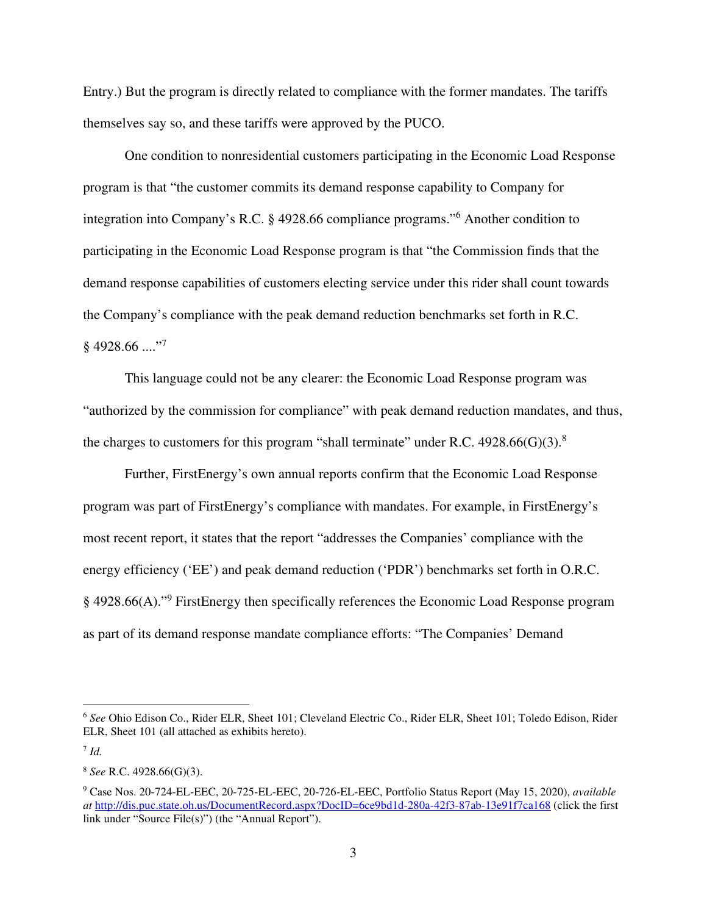Entry.) But the program is directly related to compliance with the former mandates. The tariffs themselves say so, and these tariffs were approved by the PUCO.

One condition to nonresidential customers participating in the Economic Load Response program is that "the customer commits its demand response capability to Company for integration into Company's R.C. § 4928.66 compliance programs."[6] Another condition to participating in the Economic Load Response program is that "the Commission finds that the demand response capabilities of customers electing service under this rider shall count towards the Company's compliance with the peak demand reduction benchmarks set forth in R.C. § 4928.66 ...."[7]

This language could not be any clearer: the Economic Load Response program was "authorized by the commission for compliance" with peak demand reduction mandates, and thus, the charges to customers for this program "shall terminate" under R.C. 4928.66(G)(3).[8]

Further, FirstEnergy's own annual reports confirm that the Economic Load Response program was part of FirstEnergy's compliance with mandates. For example, in FirstEnergy's most recent report, it states that the report "addresses the Companies' compliance with the energy efficiency ('EE') and peak demand reduction ('PDR') benchmarks set forth in O.R.C. § 4928.66(A)."[9] FirstEnergy then specifically references the Economic Load Response program as part of its demand response mandate compliance efforts: "The Companies' Demand

---

[6] *See* Ohio Edison Co., Rider ELR, Sheet 101; Cleveland Electric Co., Rider ELR, Sheet 101; Toledo Edison, Rider ELR, Sheet 101 (all attached as exhibits hereto).

[7] *Id.*

[8] *See* R.C. 4928.66(G)(3).

[9] Case Nos. 20-724-EL-EEC, 20-725-EL-EEC, 20-726-EL-EEC, Portfolio Status Report (May 15, 2020), *available at* http://dis.puc.state.oh.us/DocumentRecord.aspx?DocID=6ce9bd1d-280a-42f3-87ab-13e91f7ca168 (click the first link under "Source File(s)") (the "Annual Report").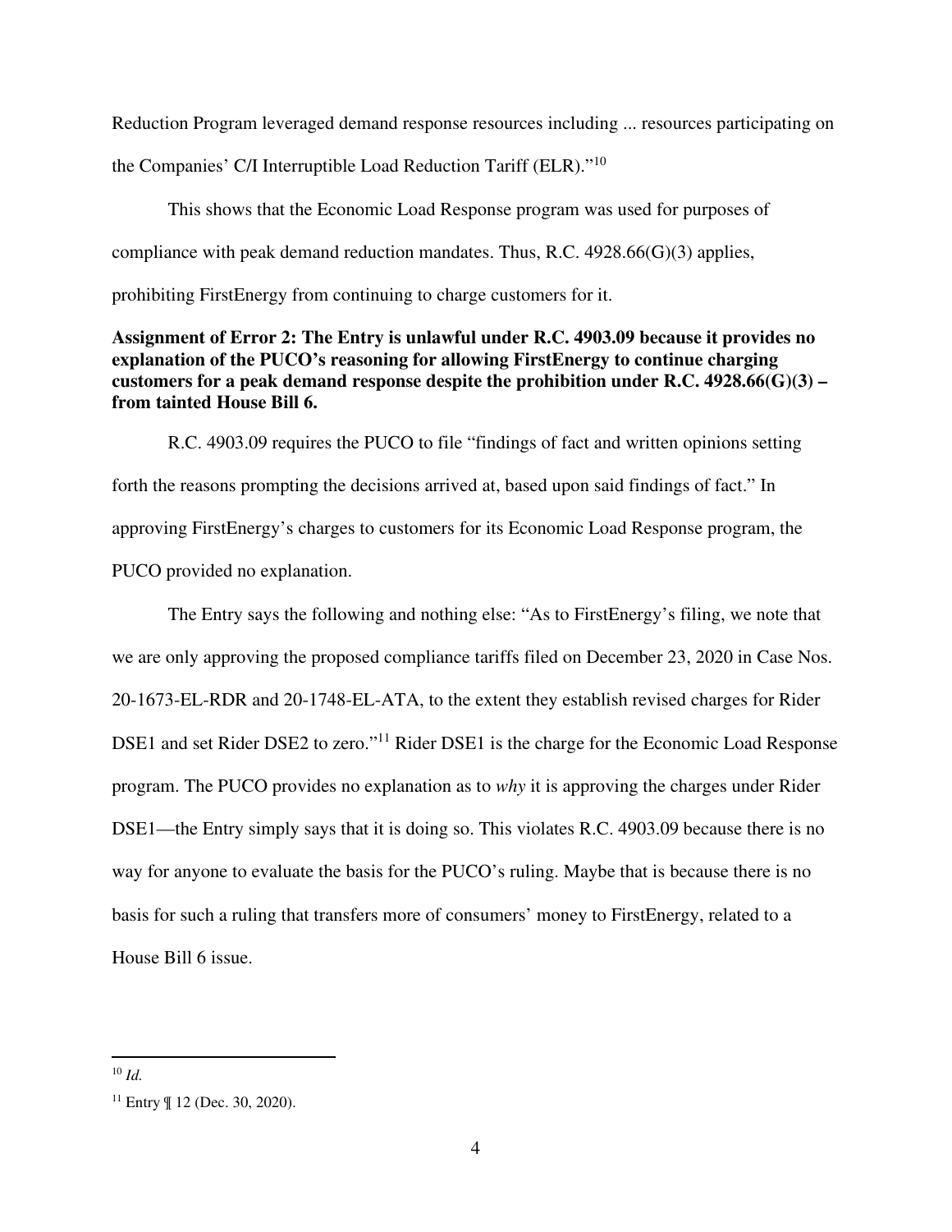Reduction Program leveraged demand response resources including ... resources participating on the Companies' C/I Interruptible Load Reduction Tariff (ELR)."[10]

This shows that the Economic Load Response program was used for purposes of compliance with peak demand reduction mandates. Thus, R.C. 4928.66(G)(3) applies, prohibiting FirstEnergy from continuing to charge customers for it.

**Assignment of Error 2: The Entry is unlawful under R.C. 4903.09 because it provides no explanation of the PUCO's reasoning for allowing FirstEnergy to continue charging customers for a peak demand response despite the prohibition under R.C. 4928.66(G)(3) – from tainted House Bill 6.**

R.C. 4903.09 requires the PUCO to file "findings of fact and written opinions setting forth the reasons prompting the decisions arrived at, based upon said findings of fact." In approving FirstEnergy's charges to customers for its Economic Load Response program, the PUCO provided no explanation.

The Entry says the following and nothing else: "As to FirstEnergy's filing, we note that we are only approving the proposed compliance tariffs filed on December 23, 2020 in Case Nos. 20-1673-EL-RDR and 20-1748-EL-ATA, to the extent they establish revised charges for Rider DSE1 and set Rider DSE2 to zero."[11] Rider DSE1 is the charge for the Economic Load Response program. The PUCO provides no explanation as to *why* it is approving the charges under Rider DSE1—the Entry simply says that it is doing so. This violates R.C. 4903.09 because there is no way for anyone to evaluate the basis for the PUCO's ruling. Maybe that is because there is no basis for such a ruling that transfers more of consumers' money to FirstEnergy, related to a House Bill 6 issue.

---

[10] *Id.*

[11] Entry ¶ 12 (Dec. 30, 2020).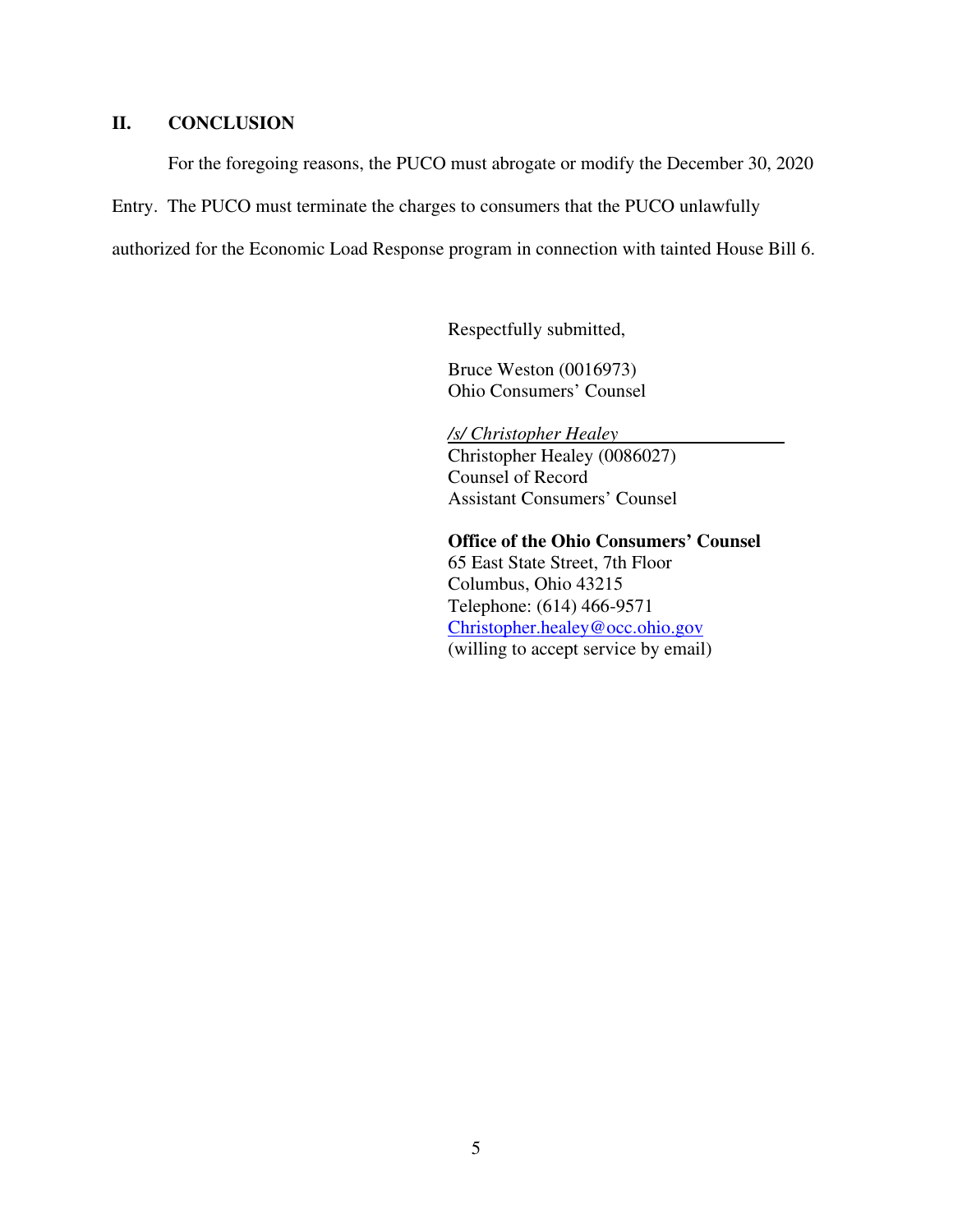## II. CONCLUSION

For the foregoing reasons, the PUCO must abrogate or modify the December 30, 2020 Entry. The PUCO must terminate the charges to consumers that the PUCO unlawfully authorized for the Economic Load Response program in connection with tainted House Bill 6.

Respectfully submitted,

Bruce Weston (0016973)
Ohio Consumers' Counsel

*/s/ Christopher Healey*
Christopher Healey (0086027)
Counsel of Record
Assistant Consumers' Counsel

**Office of the Ohio Consumers' Counsel**
65 East State Street, 7th Floor
Columbus, Ohio 43215
Telephone: (614) 466-9571
Christopher.healey@occ.ohio.gov
(willing to accept service by email)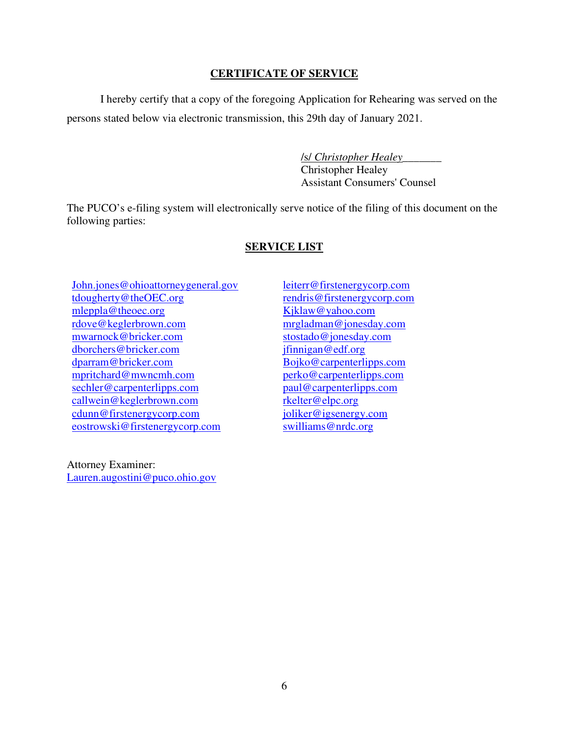## CERTIFICATE OF SERVICE

I hereby certify that a copy of the foregoing Application for Rehearing was served on the persons stated below via electronic transmission, this 29th day of January 2021.

/s/ *Christopher Healey*\_\_\_\_\_\_\_
Christopher Healey
Assistant Consumers' Counsel

The PUCO's e-filing system will electronically serve notice of the filing of this document on the following parties:

## SERVICE LIST

John.jones@ohioattorneygeneral.gov
tdougherty@theOEC.org
mleppla@theoec.org
rdove@keglerbrown.com
mwarnock@bricker.com
dborchers@bricker.com
dparram@bricker.com
mpritchard@mwncmh.com
sechler@carpenterlipps.com
callwein@keglerbrown.com
cdunn@firstenergycorp.com
eostrowski@firstenergycorp.com

leiterr@firstenergycorp.com
rendris@firstenergycorp.com
Kjklaw@yahoo.com
mrgladman@jonesday.com
stostado@jonesday.com
jfinnigan@edf.org
Bojko@carpenterlipps.com
perko@carpenterlipps.com
paul@carpenterlipps.com
rkelter@elpc.org
joliker@igsenergy.com
swilliams@nrdc.org

Attorney Examiner:
Lauren.augostini@puco.ohio.gov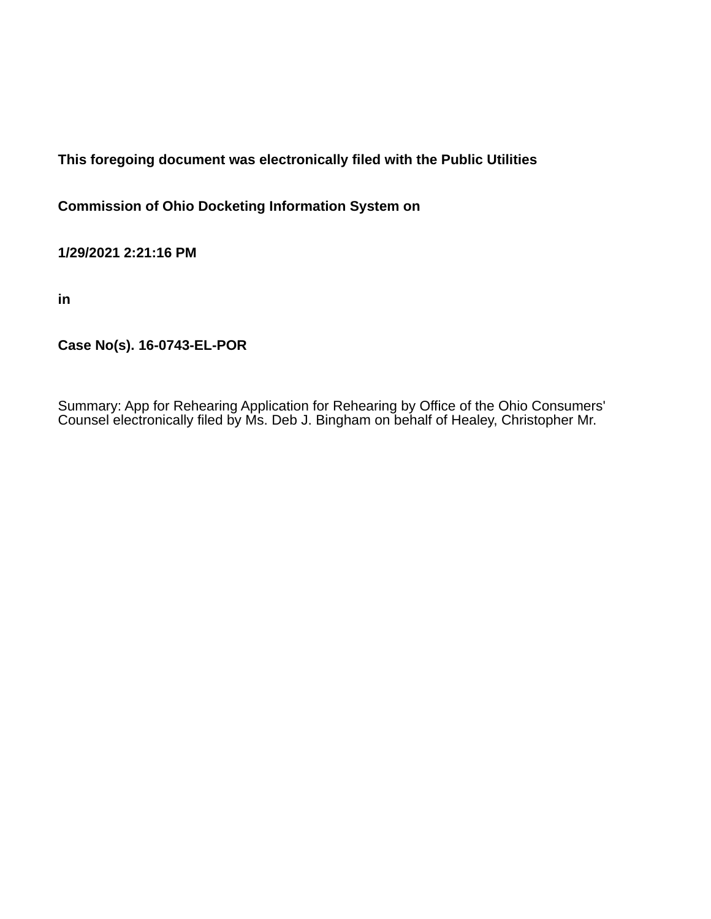**This foregoing document was electronically filed with the Public Utilities**

**Commission of Ohio Docketing Information System on**

**1/29/2021 2:21:16 PM**

**in**

**Case No(s). 16-0743-EL-POR**

Summary: App for Rehearing Application for Rehearing by Office of the Ohio Consumers' Counsel electronically filed by Ms. Deb J. Bingham on behalf of Healey, Christopher Mr.